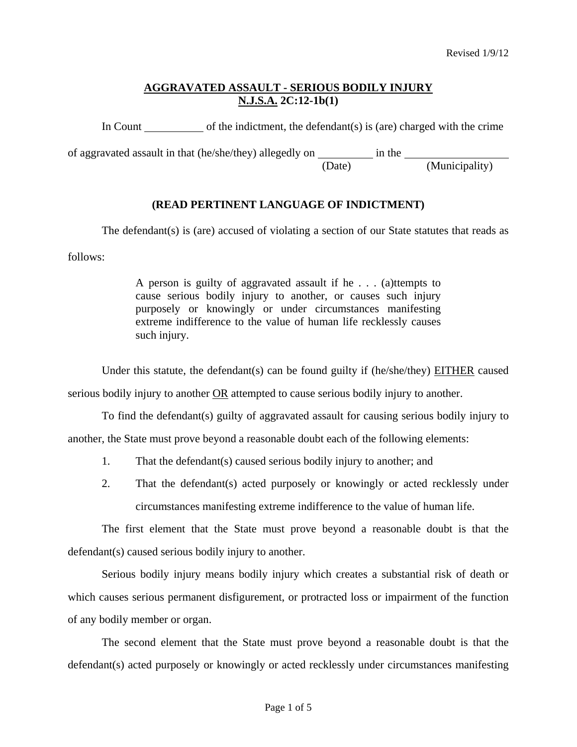Revised 1/9/12

**AGGRAVATED ASSAULT - SERIOUS BODILY INJURY**
**N.J.S.A. 2C:12-1b(1)**

In Count __________ of the indictment, the defendant(s) is (are) charged with the crime of aggravated assault in that (he/she/they) allegedly on __________ (Date) in the __________________ (Municipality)

**(READ PERTINENT LANGUAGE OF INDICTMENT)**

The defendant(s) is (are) accused of violating a section of our State statutes that reads as follows:

> A person is guilty of aggravated assault if he . . . (a)ttempts to cause serious bodily injury to another, or causes such injury purposely or knowingly or under circumstances manifesting extreme indifference to the value of human life recklessly causes such injury.

Under this statute, the defendant(s) can be found guilty if (he/she/they) EITHER caused serious bodily injury to another OR attempted to cause serious bodily injury to another.

To find the defendant(s) guilty of aggravated assault for causing serious bodily injury to another, the State must prove beyond a reasonable doubt each of the following elements:

1. That the defendant(s) caused serious bodily injury to another; and
2. That the defendant(s) acted purposely or knowingly or acted recklessly under circumstances manifesting extreme indifference to the value of human life.

The first element that the State must prove beyond a reasonable doubt is that the defendant(s) caused serious bodily injury to another.

Serious bodily injury means bodily injury which creates a substantial risk of death or which causes serious permanent disfigurement, or protracted loss or impairment of the function of any bodily member or organ.

The second element that the State must prove beyond a reasonable doubt is that the defendant(s) acted purposely or knowingly or acted recklessly under circumstances manifesting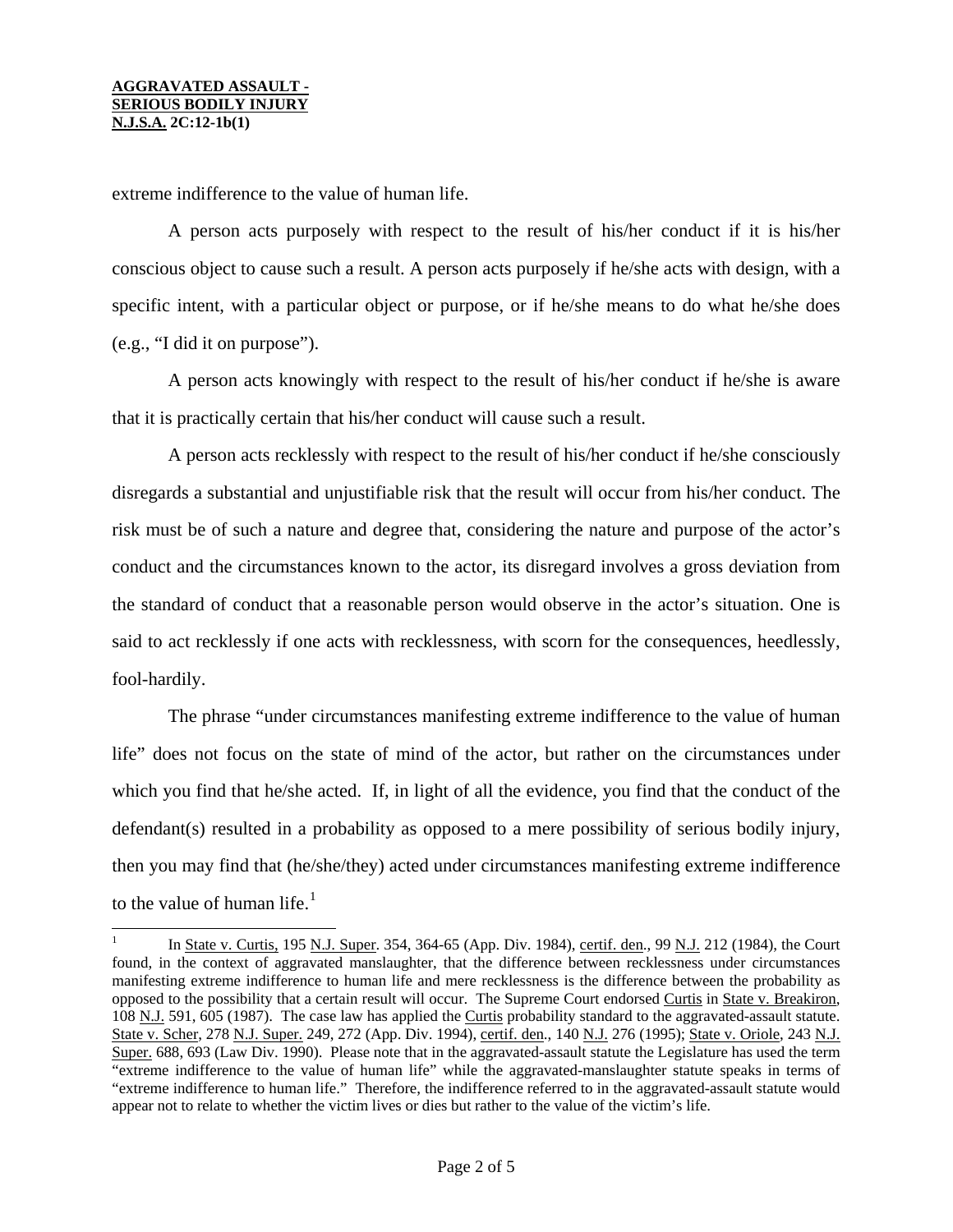extreme indifference to the value of human life.

A person acts purposely with respect to the result of his/her conduct if it is his/her conscious object to cause such a result. A person acts purposely if he/she acts with design, with a specific intent, with a particular object or purpose, or if he/she means to do what he/she does (e.g., "I did it on purpose").

A person acts knowingly with respect to the result of his/her conduct if he/she is aware that it is practically certain that his/her conduct will cause such a result.

A person acts recklessly with respect to the result of his/her conduct if he/she consciously disregards a substantial and unjustifiable risk that the result will occur from his/her conduct. The risk must be of such a nature and degree that, considering the nature and purpose of the actor's conduct and the circumstances known to the actor, its disregard involves a gross deviation from the standard of conduct that a reasonable person would observe in the actor's situation. One is said to act recklessly if one acts with recklessness, with scorn for the consequences, heedlessly, fool-hardily.

The phrase "under circumstances manifesting extreme indifference to the value of human life" does not focus on the state of mind of the actor, but rather on the circumstances under which you find that he/she acted. If, in light of all the evidence, you find that the conduct of the defendant(s) resulted in a probability as opposed to a mere possibility of serious bodily injury, then you may find that (he/she/they) acted under circumstances manifesting extreme indifference to the value of human life.[1]

---

[1] In State v. Curtis, 195 N.J. Super. 354, 364-65 (App. Div. 1984), certif. den., 99 N.J. 212 (1984), the Court found, in the context of aggravated manslaughter, that the difference between recklessness under circumstances manifesting extreme indifference to human life and mere recklessness is the difference between the probability as opposed to the possibility that a certain result will occur. The Supreme Court endorsed Curtis in State v. Breakiron, 108 N.J. 591, 605 (1987). The case law has applied the Curtis probability standard to the aggravated-assault statute. State v. Scher, 278 N.J. Super. 249, 272 (App. Div. 1994), certif. den., 140 N.J. 276 (1995); State v. Oriole, 243 N.J. Super. 688, 693 (Law Div. 1990). Please note that in the aggravated-assault statute the Legislature has used the term "extreme indifference to the value of human life" while the aggravated-manslaughter statute speaks in terms of "extreme indifference to human life." Therefore, the indifference referred to in the aggravated-assault statute would appear not to relate to whether the victim lives or dies but rather to the value of the victim's life.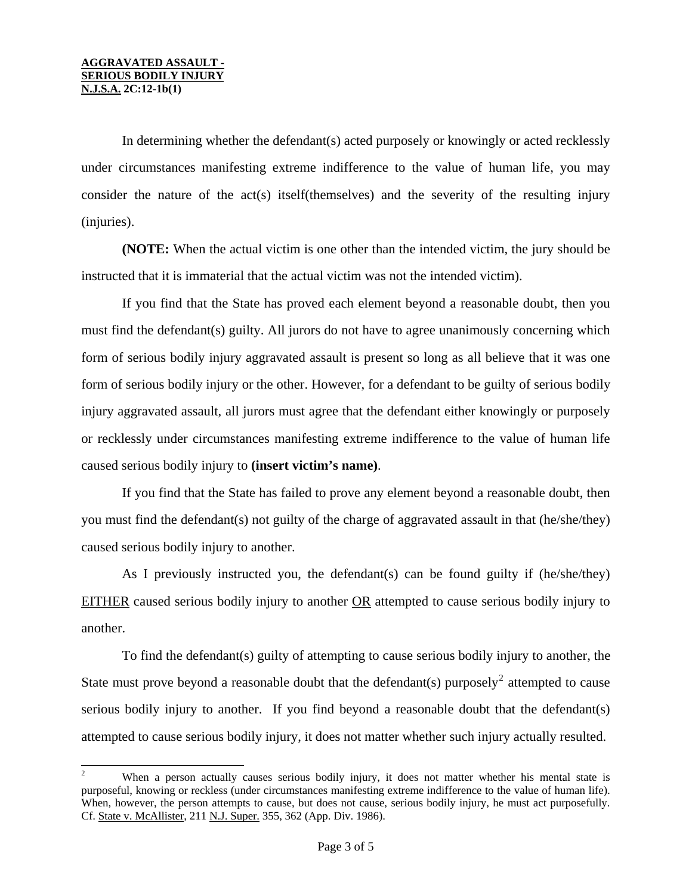In determining whether the defendant(s) acted purposely or knowingly or acted recklessly under circumstances manifesting extreme indifference to the value of human life, you may consider the nature of the act(s) itself(themselves) and the severity of the resulting injury (injuries).

**(NOTE:** When the actual victim is one other than the intended victim, the jury should be instructed that it is immaterial that the actual victim was not the intended victim).

If you find that the State has proved each element beyond a reasonable doubt, then you must find the defendant(s) guilty. All jurors do not have to agree unanimously concerning which form of serious bodily injury aggravated assault is present so long as all believe that it was one form of serious bodily injury or the other. However, for a defendant to be guilty of serious bodily injury aggravated assault, all jurors must agree that the defendant either knowingly or purposely or recklessly under circumstances manifesting extreme indifference to the value of human life caused serious bodily injury to **(insert victim's name)**.

If you find that the State has failed to prove any element beyond a reasonable doubt, then you must find the defendant(s) not guilty of the charge of aggravated assault in that (he/she/they) caused serious bodily injury to another.

As I previously instructed you, the defendant(s) can be found guilty if (he/she/they) <u>EITHER</u> caused serious bodily injury to another <u>OR</u> attempted to cause serious bodily injury to another.

To find the defendant(s) guilty of attempting to cause serious bodily injury to another, the State must prove beyond a reasonable doubt that the defendant(s) purposely[2] attempted to cause serious bodily injury to another. If you find beyond a reasonable doubt that the defendant(s) attempted to cause serious bodily injury, it does not matter whether such injury actually resulted.

---

[2] When a person actually causes serious bodily injury, it does not matter whether his mental state is purposeful, knowing or reckless (under circumstances manifesting extreme indifference to the value of human life). When, however, the person attempts to cause, but does not cause, serious bodily injury, he must act purposefully. Cf. <u>State v. McAllister</u>, 211 <u>N.J. Super.</u> 355, 362 (App. Div. 1986).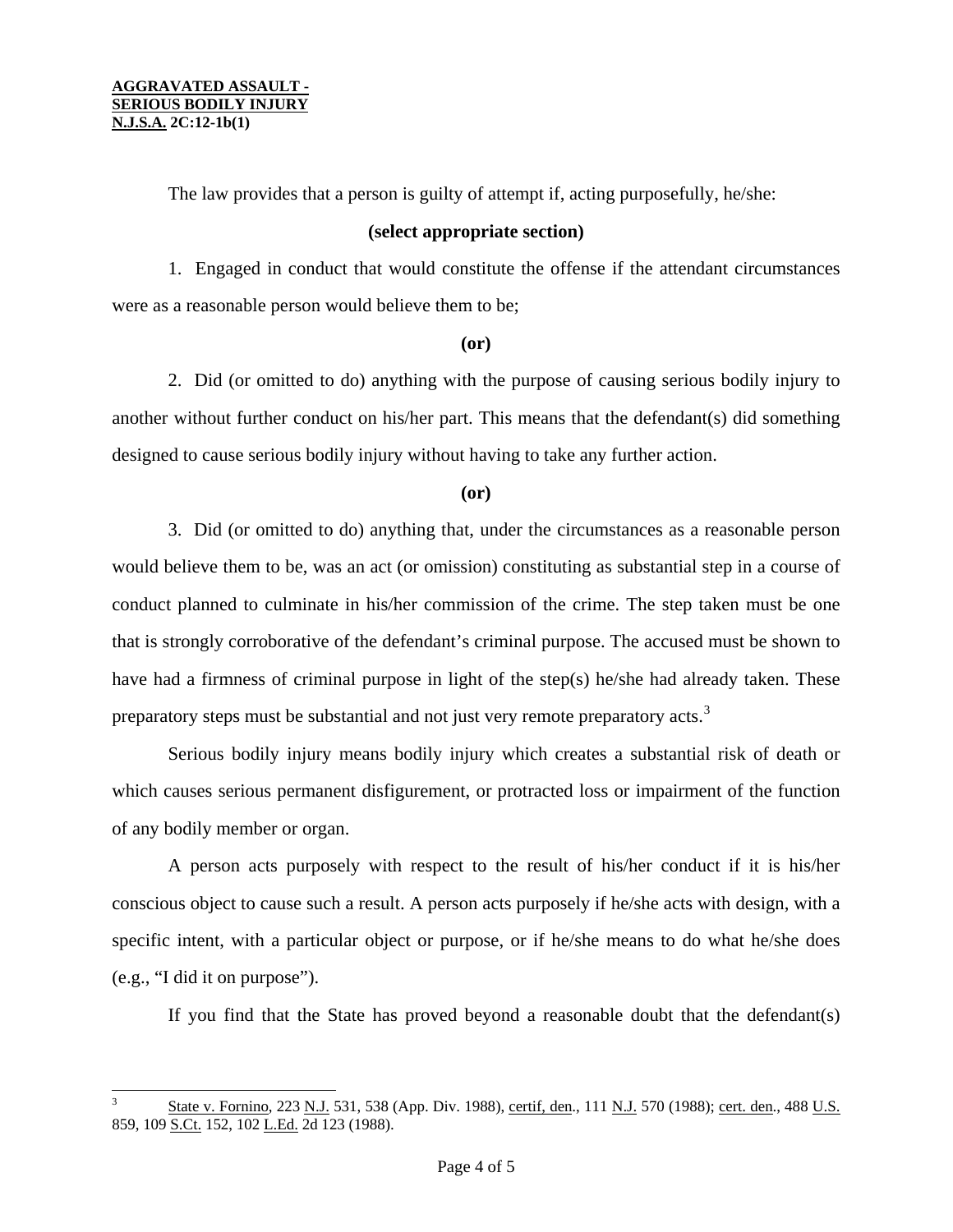The law provides that a person is guilty of attempt if, acting purposefully, he/she:

**(select appropriate section)**

1. Engaged in conduct that would constitute the offense if the attendant circumstances were as a reasonable person would believe them to be;

**(or)**

2. Did (or omitted to do) anything with the purpose of causing serious bodily injury to another without further conduct on his/her part. This means that the defendant(s) did something designed to cause serious bodily injury without having to take any further action.

**(or)**

3. Did (or omitted to do) anything that, under the circumstances as a reasonable person would believe them to be, was an act (or omission) constituting as substantial step in a course of conduct planned to culminate in his/her commission of the crime. The step taken must be one that is strongly corroborative of the defendant's criminal purpose. The accused must be shown to have had a firmness of criminal purpose in light of the step(s) he/she had already taken. These preparatory steps must be substantial and not just very remote preparatory acts.[3]

Serious bodily injury means bodily injury which creates a substantial risk of death or which causes serious permanent disfigurement, or protracted loss or impairment of the function of any bodily member or organ.

A person acts purposely with respect to the result of his/her conduct if it is his/her conscious object to cause such a result. A person acts purposely if he/she acts with design, with a specific intent, with a particular object or purpose, or if he/she means to do what he/she does (e.g., "I did it on purpose").

If you find that the State has proved beyond a reasonable doubt that the defendant(s)

---

[3] State v. Fornino, 223 N.J. 531, 538 (App. Div. 1988), certif, den., 111 N.J. 570 (1988); cert. den., 488 U.S. 859, 109 S.Ct. 152, 102 L.Ed. 2d 123 (1988).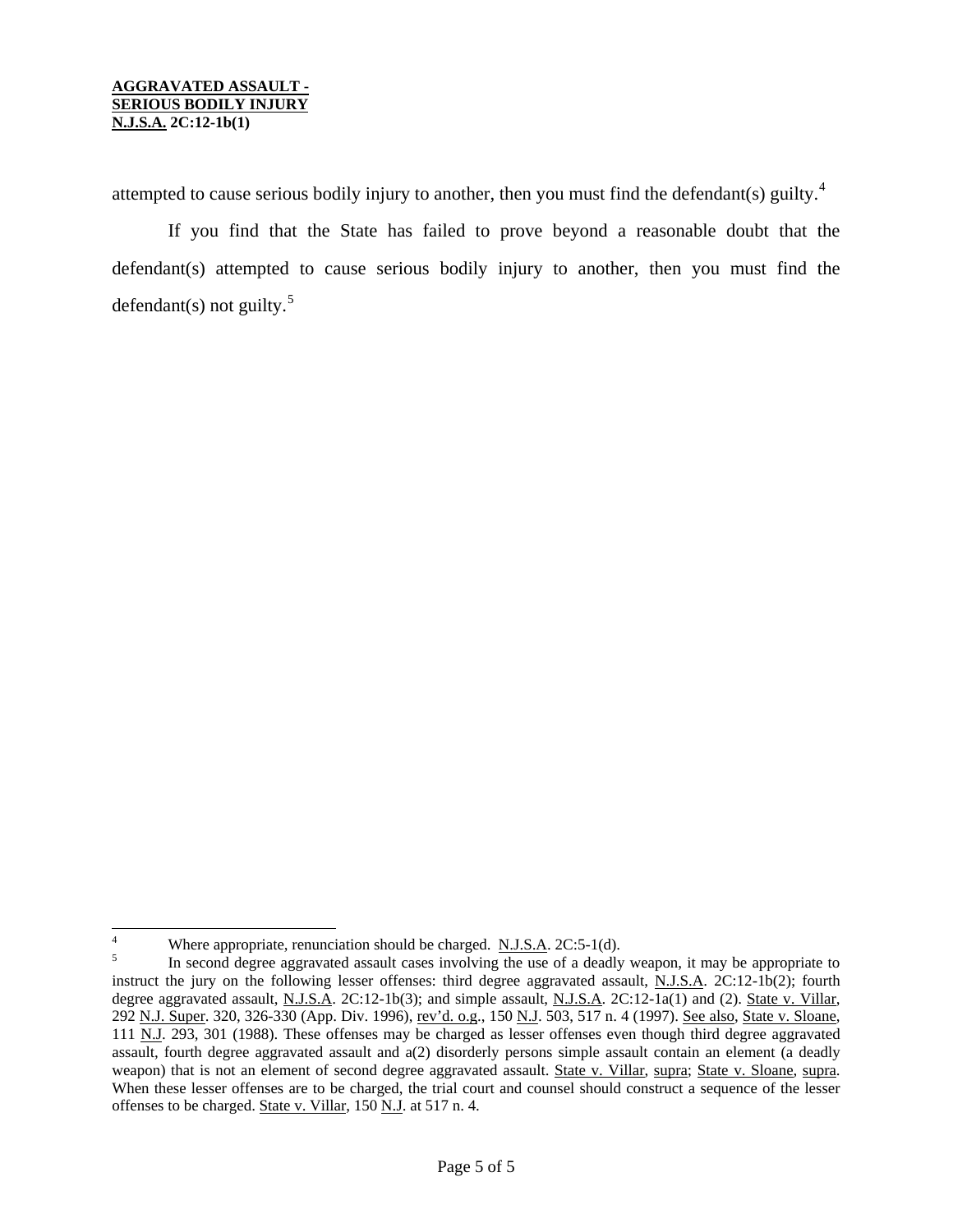attempted to cause serious bodily injury to another, then you must find the defendant(s) guilty.[4]

If you find that the State has failed to prove beyond a reasonable doubt that the defendant(s) attempted to cause serious bodily injury to another, then you must find the defendant(s) not guilty.[5]

---

[4] Where appropriate, renunciation should be charged. N.J.S.A. 2C:5-1(d).

[5] In second degree aggravated assault cases involving the use of a deadly weapon, it may be appropriate to instruct the jury on the following lesser offenses: third degree aggravated assault, N.J.S.A. 2C:12-1b(2); fourth degree aggravated assault, N.J.S.A. 2C:12-1b(3); and simple assault, N.J.S.A. 2C:12-1a(1) and (2). State v. Villar, 292 N.J. Super. 320, 326-330 (App. Div. 1996), rev'd. o.g., 150 N.J. 503, 517 n. 4 (1997). See also, State v. Sloane, 111 N.J. 293, 301 (1988). These offenses may be charged as lesser offenses even though third degree aggravated assault, fourth degree aggravated assault and a(2) disorderly persons simple assault contain an element (a deadly weapon) that is not an element of second degree aggravated assault. State v. Villar, supra; State v. Sloane, supra. When these lesser offenses are to be charged, the trial court and counsel should construct a sequence of the lesser offenses to be charged. State v. Villar, 150 N.J. at 517 n. 4.